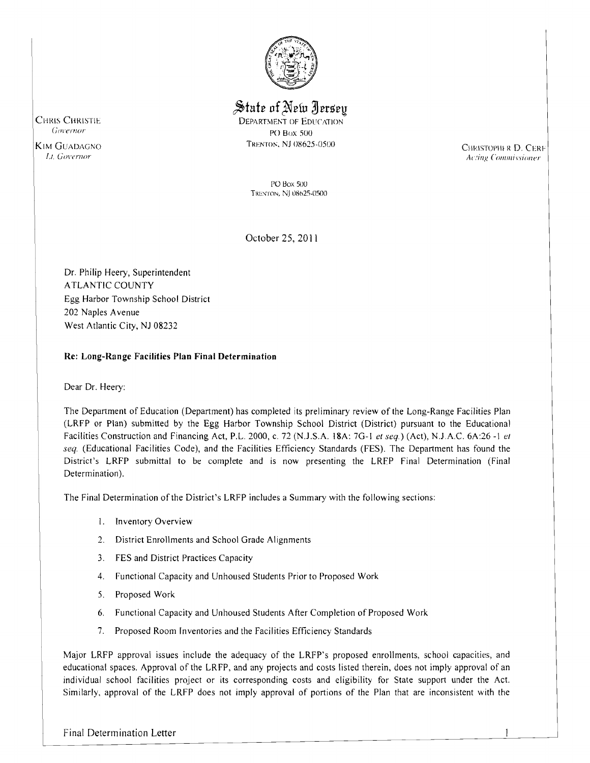# State of New Jersey

DEPARTMENT OF EDUCATION
PO BOX 500
TRENTON, NJ 08625-0500

CHRIS CHRISTIE
*Governor*

KIM GUADAGNO
*Lt. Governor*

CHRISTOPHER D. CERF
*Acting Commissioner*

PO Box 500
TRENTON, NJ 08625-0500

October 25, 2011

Dr. Philip Heery, Superintendent
ATLANTIC COUNTY
Egg Harbor Township School District
202 Naples Avenue
West Atlantic City, NJ 08232

**Re: Long-Range Facilities Plan Final Determination**

Dear Dr. Heery:

The Department of Education (Department) has completed its preliminary review of the Long-Range Facilities Plan (LRFP or Plan) submitted by the Egg Harbor Township School District (District) pursuant to the Educational Facilities Construction and Financing Act, P.L. 2000, c. 72 (N.J.S.A. 18A: 7G-1 *et seq.*) (Act), N.J.A.C. 6A:26 -1 *et seq.* (Educational Facilities Code), and the Facilities Efficiency Standards (FES). The Department has found the District's LRFP submittal to be complete and is now presenting the LRFP Final Determination (Final Determination).

The Final Determination of the District's LRFP includes a Summary with the following sections:

1. Inventory Overview
2. District Enrollments and School Grade Alignments
3. FES and District Practices Capacity
4. Functional Capacity and Unhoused Students Prior to Proposed Work
5. Proposed Work
6. Functional Capacity and Unhoused Students After Completion of Proposed Work
7. Proposed Room Inventories and the Facilities Efficiency Standards

Major LRFP approval issues include the adequacy of the LRFP's proposed enrollments, school capacities, and educational spaces. Approval of the LRFP, and any projects and costs listed therein, does not imply approval of an individual school facilities project or its corresponding costs and eligibility for State support under the Act. Similarly, approval of the LRFP does not imply approval of portions of the Plan that are inconsistent with the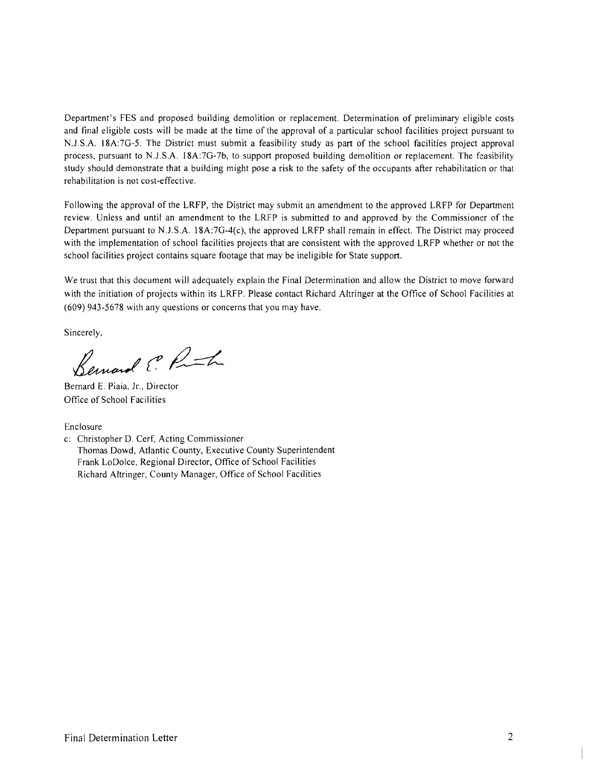Department's FES and proposed building demolition or replacement. Determination of preliminary eligible costs and final eligible costs will be made at the time of the approval of a particular school facilities project pursuant to N.J.S.A. 18A:7G-5. The District must submit a feasibility study as part of the school facilities project approval process, pursuant to N.J.S.A. 18A:7G-7b, to support proposed building demolition or replacement. The feasibility study should demonstrate that a building might pose a risk to the safety of the occupants after rehabilitation or that rehabilitation is not cost-effective.

Following the approval of the LRFP, the District may submit an amendment to the approved LRFP for Department review. Unless and until an amendment to the LRFP is submitted to and approved by the Commissioner of the Department pursuant to N.J.S.A. 18A:7G-4(c), the approved LRFP shall remain in effect. The District may proceed with the implementation of school facilities projects that are consistent with the approved LRFP whether or not the school facilities project contains square footage that may be ineligible for State support.

We trust that this document will adequately explain the Final Determination and allow the District to move forward with the initiation of projects within its LRFP. Please contact Richard Altringer at the Office of School Facilities at (609) 943-5678 with any questions or concerns that you may have.

Sincerely,

Bernard E. Piaia, Jr., Director
Office of School Facilities

Enclosure

c: Christopher D. Cerf, Acting Commissioner
Thomas Dowd, Atlantic County, Executive County Superintendent
Frank LoDolce, Regional Director, Office of School Facilities
Richard Altringer, County Manager, Office of School Facilities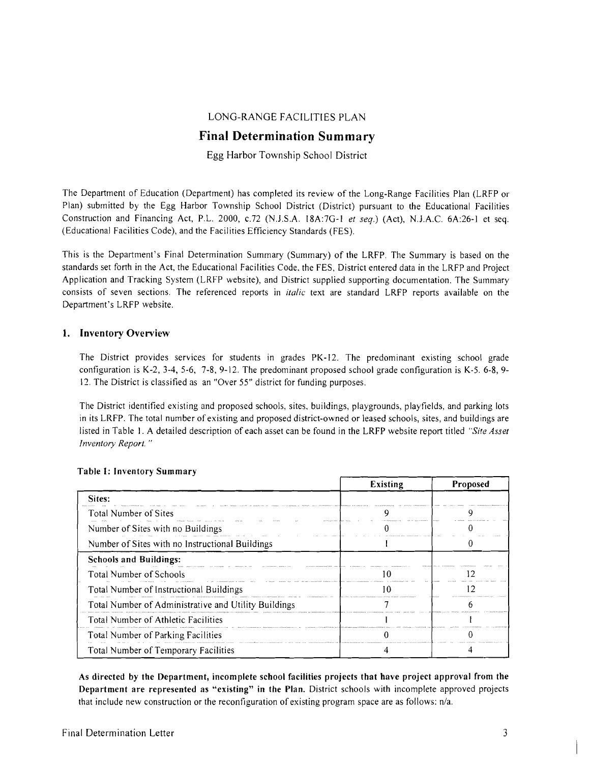LONG-RANGE FACILITIES PLAN

# Final Determination Summary

Egg Harbor Township School District

The Department of Education (Department) has completed its review of the Long-Range Facilities Plan (LRFP or Plan) submitted by the Egg Harbor Township School District (District) pursuant to the Educational Facilities Construction and Financing Act, P.L. 2000, c.72 (N.J.S.A. 18A:7G-1 *et seq.*) (Act), N.J.A.C. 6A:26-1 et seq. (Educational Facilities Code), and the Facilities Efficiency Standards (FES).

This is the Department's Final Determination Summary (Summary) of the LRFP. The Summary is based on the standards set forth in the Act, the Educational Facilities Code, the FES, District entered data in the LRFP and Project Application and Tracking System (LRFP website), and District supplied supporting documentation. The Summary consists of seven sections. The referenced reports in *italic* text are standard LRFP reports available on the Department's LRFP website.

## 1. Inventory Overview

The District provides services for students in grades PK-12. The predominant existing school grade configuration is K-2, 3-4, 5-6, 7-8, 9-12. The predominant proposed school grade configuration is K-5, 6-8, 9-12. The District is classified as an "Over 55" district for funding purposes.

The District identified existing and proposed schools, sites, buildings, playgrounds, playfields, and parking lots in its LRFP. The total number of existing and proposed district-owned or leased schools, sites, and buildings are listed in Table 1. A detailed description of each asset can be found in the LRFP website report titled *"Site Asset Inventory Report."*

**Table 1: Inventory Summary**

| | Existing | Proposed |
|---|---|---|
| **Sites:** | | |
| Total Number of Sites | 9 | 9 |
| Number of Sites with no Buildings | 0 | 0 |
| Number of Sites with no Instructional Buildings | 1 | 0 |
| **Schools and Buildings:** | | |
| Total Number of Schools | 10 | 12 |
| Total Number of Instructional Buildings | 10 | 12 |
| Total Number of Administrative and Utility Buildings | 7 | 6 |
| Total Number of Athletic Facilities | 1 | 1 |
| Total Number of Parking Facilities | 0 | 0 |
| Total Number of Temporary Facilities | 4 | 4 |

**As directed by the Department, incomplete school facilities projects that have project approval from the Department are represented as "existing" in the Plan.** District schools with incomplete approved projects that include new construction or the reconfiguration of existing program space are as follows: n/a.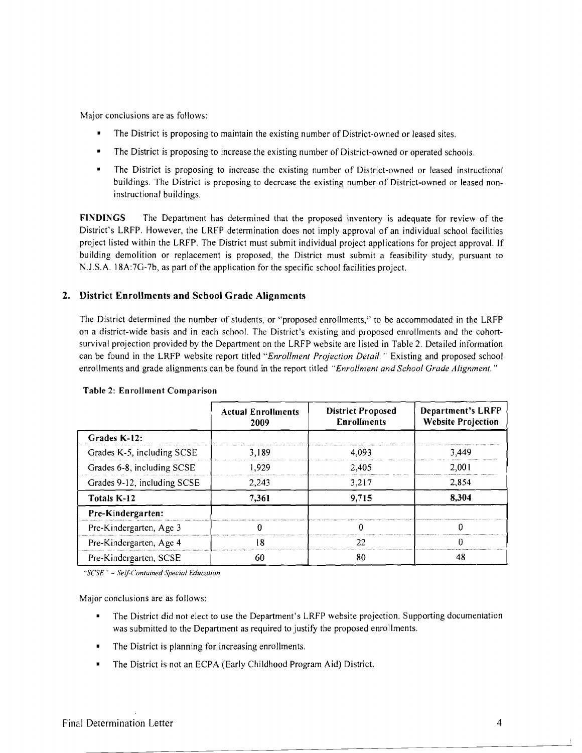Major conclusions are as follows:

- The District is proposing to maintain the existing number of District-owned or leased sites.
- The District is proposing to increase the existing number of District-owned or operated schools.
- The District is proposing to increase the existing number of District-owned or leased instructional buildings. The District is proposing to decrease the existing number of District-owned or leased non-instructional buildings.

**FINDINGS** The Department has determined that the proposed inventory is adequate for review of the District's LRFP. However, the LRFP determination does not imply approval of an individual school facilities project listed within the LRFP. The District must submit individual project applications for project approval. If building demolition or replacement is proposed, the District must submit a feasibility study, pursuant to N.J.S.A. 18A:7G-7b, as part of the application for the specific school facilities project.

## 2. District Enrollments and School Grade Alignments

The District determined the number of students, or "proposed enrollments," to be accommodated in the LRFP on a district-wide basis and in each school. The District's existing and proposed enrollments and the cohort-survival projection provided by the Department on the LRFP website are listed in Table 2. Detailed information can be found in the LRFP website report titled "*Enrollment Projection Detail.*" Existing and proposed school enrollments and grade alignments can be found in the report titled *"Enrollment and School Grade Alignment."*

**Table 2: Enrollment Comparison**

| | Actual Enrollments 2009 | District Proposed Enrollments | Department's LRFP Website Projection |
|---|---|---|---|
| **Grades K-12:** | | | |
| Grades K-5, including SCSE | 3,189 | 4,093 | 3,449 |
| Grades 6-8, including SCSE | 1,929 | 2,405 | 2,001 |
| Grades 9-12, including SCSE | 2,243 | 3,217 | 2,854 |
| **Totals K-12** | **7,361** | **9,715** | **8,304** |
| **Pre-Kindergarten:** | | | |
| Pre-Kindergarten, Age 3 | 0 | 0 | 0 |
| Pre-Kindergarten, Age 4 | 18 | 22 | 0 |
| Pre-Kindergarten, SCSE | 60 | 80 | 48 |

*"SCSE" = Self-Contained Special Education*

Major conclusions are as follows:

- The District did not elect to use the Department's LRFP website projection. Supporting documentation was submitted to the Department as required to justify the proposed enrollments.
- The District is planning for increasing enrollments.
- The District is not an ECPA (Early Childhood Program Aid) District.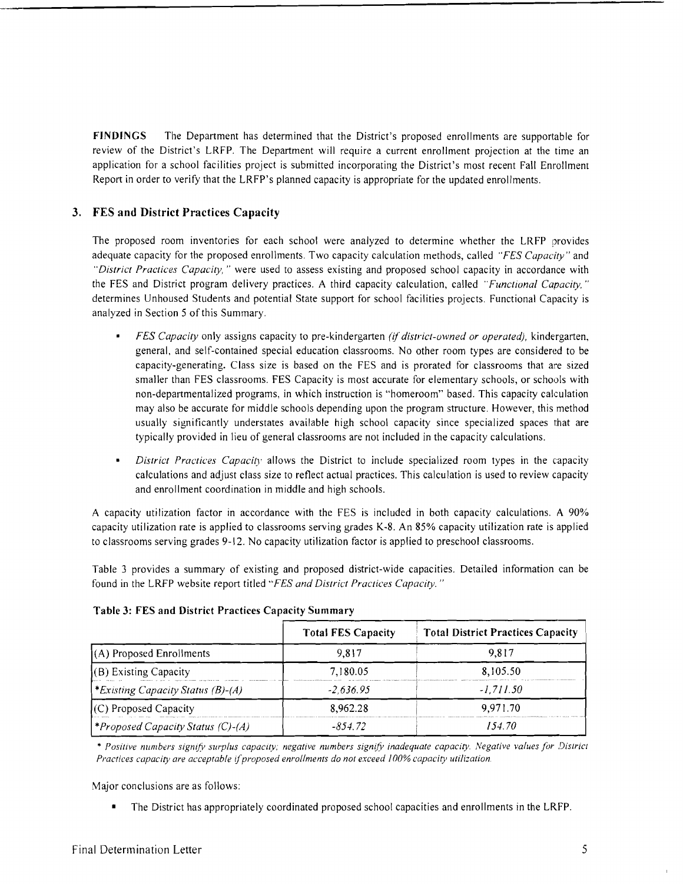**FINDINGS** The Department has determined that the District's proposed enrollments are supportable for review of the District's LRFP. The Department will require a current enrollment projection at the time an application for a school facilities project is submitted incorporating the District's most recent Fall Enrollment Report in order to verify that the LRFP's planned capacity is appropriate for the updated enrollments.

## 3. FES and District Practices Capacity

The proposed room inventories for each school were analyzed to determine whether the LRFP provides adequate capacity for the proposed enrollments. Two capacity calculation methods, called *"FES Capacity"* and *"District Practices Capacity,"* were used to assess existing and proposed school capacity in accordance with the FES and District program delivery practices. A third capacity calculation, called *"Functional Capacity,"* determines Unhoused Students and potential State support for school facilities projects. Functional Capacity is analyzed in Section 5 of this Summary.

- *FES Capacity* only assigns capacity to pre-kindergarten *(if district-owned or operated)*, kindergarten, general, and self-contained special education classrooms. No other room types are considered to be capacity-generating. Class size is based on the FES and is prorated for classrooms that are sized smaller than FES classrooms. FES Capacity is most accurate for elementary schools, or schools with non-departmentalized programs, in which instruction is "homeroom" based. This capacity calculation may also be accurate for middle schools depending upon the program structure. However, this method usually significantly understates available high school capacity since specialized spaces that are typically provided in lieu of general classrooms are not included in the capacity calculations.

- *District Practices Capacity* allows the District to include specialized room types in the capacity calculations and adjust class size to reflect actual practices. This calculation is used to review capacity and enrollment coordination in middle and high schools.

A capacity utilization factor in accordance with the FES is included in both capacity calculations. A 90% capacity utilization rate is applied to classrooms serving grades K-8. An 85% capacity utilization rate is applied to classrooms serving grades 9-12. No capacity utilization factor is applied to preschool classrooms.

Table 3 provides a summary of existing and proposed district-wide capacities. Detailed information can be found in the LRFP website report titled "*FES and District Practices Capacity.*"

**Table 3: FES and District Practices Capacity Summary**

| | Total FES Capacity | Total District Practices Capacity |
|---|---|---|
| (A) Proposed Enrollments | 9,817 | 9,817 |
| (B) Existing Capacity | 7,180.05 | 8,105.50 |
| *\*Existing Capacity Status (B)-(A)* | *-2,636.95* | *-1,711.50* |
| (C) Proposed Capacity | 8,962.28 | 9,971.70 |
| *\*Proposed Capacity Status (C)-(A)* | *-854.72* | *154.70* |

*\* Positive numbers signify surplus capacity; negative numbers signify inadequate capacity. Negative values for District Practices capacity are acceptable if proposed enrollments do not exceed 100% capacity utilization.*

Major conclusions are as follows:

- The District has appropriately coordinated proposed school capacities and enrollments in the LRFP.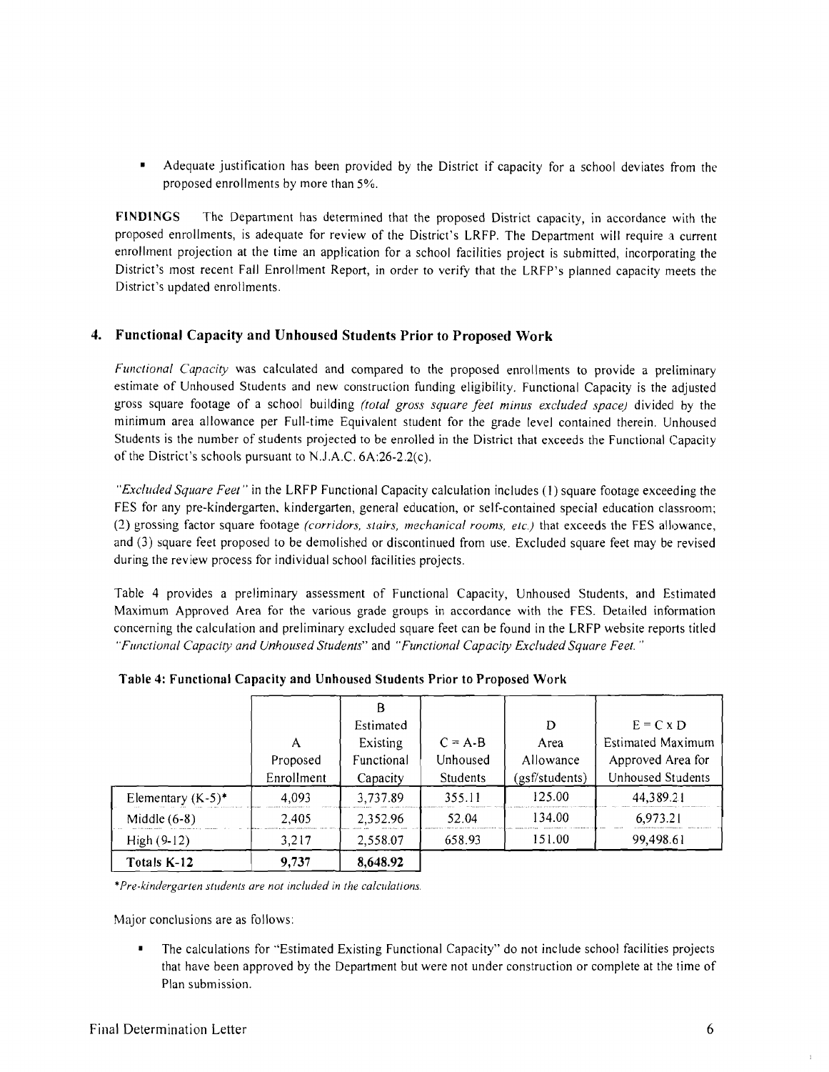- Adequate justification has been provided by the District if capacity for a school deviates from the proposed enrollments by more than 5%.

**FINDINGS** The Department has determined that the proposed District capacity, in accordance with the proposed enrollments, is adequate for review of the District's LRFP. The Department will require a current enrollment projection at the time an application for a school facilities project is submitted, incorporating the District's most recent Fall Enrollment Report, in order to verify that the LRFP's planned capacity meets the District's updated enrollments.

## 4. Functional Capacity and Unhoused Students Prior to Proposed Work

*Functional Capacity* was calculated and compared to the proposed enrollments to provide a preliminary estimate of Unhoused Students and new construction funding eligibility. Functional Capacity is the adjusted gross square footage of a school building *(total gross square feet minus excluded space)* divided by the minimum area allowance per Full-time Equivalent student for the grade level contained therein. Unhoused Students is the number of students projected to be enrolled in the District that exceeds the Functional Capacity of the District's schools pursuant to N.J.A.C. 6A:26-2.2(c).

*"Excluded Square Feet"* in the LRFP Functional Capacity calculation includes (1) square footage exceeding the FES for any pre-kindergarten, kindergarten, general education, or self-contained special education classroom; (2) grossing factor square footage *(corridors, stairs, mechanical rooms, etc.)* that exceeds the FES allowance, and (3) square feet proposed to be demolished or discontinued from use. Excluded square feet may be revised during the review process for individual school facilities projects.

Table 4 provides a preliminary assessment of Functional Capacity, Unhoused Students, and Estimated Maximum Approved Area for the various grade groups in accordance with the FES. Detailed information concerning the calculation and preliminary excluded square feet can be found in the LRFP website reports titled *"Functional Capacity and Unhoused Students"* and *"Functional Capacity Excluded Square Feet."*

**Table 4: Functional Capacity and Unhoused Students Prior to Proposed Work**

| | A<br>Proposed Enrollment | B<br>Estimated Existing Functional Capacity | C = A-B<br>Unhoused Students | D<br>Area Allowance (gsf/students) | E = C x D<br>Estimated Maximum Approved Area for Unhoused Students |
|---|---|---|---|---|---|
| Elementary (K-5)* | 4,093 | 3,737.89 | 355.11 | 125.00 | 44,389.21 |
| Middle (6-8) | 2,405 | 2,352.96 | 52.04 | 134.00 | 6,973.21 |
| High (9-12) | 3,217 | 2,558.07 | 658.93 | 151.00 | 99,498.61 |
| **Totals K-12** | **9,737** | **8,648.92** | | | |

*Pre-kindergarten students are not included in the calculations.*

Major conclusions are as follows:

- The calculations for "Estimated Existing Functional Capacity" do not include school facilities projects that have been approved by the Department but were not under construction or complete at the time of Plan submission.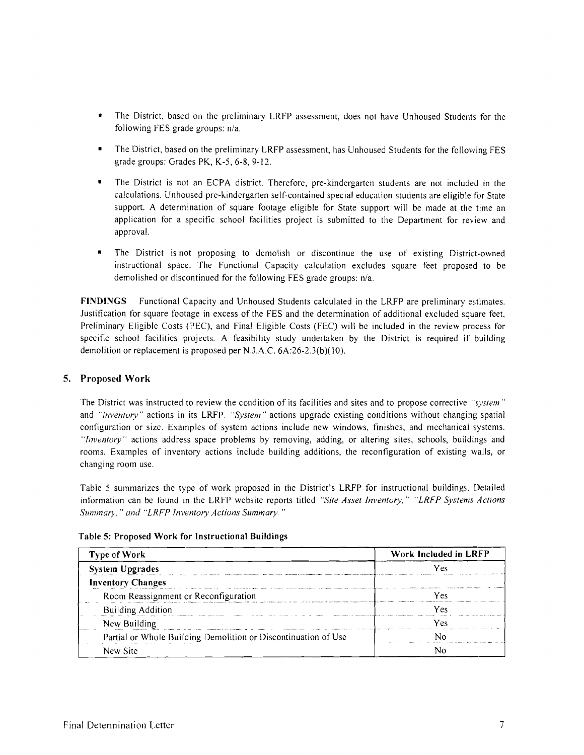- The District, based on the preliminary LRFP assessment, does not have Unhoused Students for the following FES grade groups: n/a.
- The District, based on the preliminary LRFP assessment, has Unhoused Students for the following FES grade groups: Grades PK, K-5, 6-8, 9-12.
- The District is not an ECPA district. Therefore, pre-kindergarten students are not included in the calculations. Unhoused pre-kindergarten self-contained special education students are eligible for State support. A determination of square footage eligible for State support will be made at the time an application for a specific school facilities project is submitted to the Department for review and approval.
- The District is not proposing to demolish or discontinue the use of existing District-owned instructional space. The Functional Capacity calculation excludes square feet proposed to be demolished or discontinued for the following FES grade groups: n/a.

**FINDINGS** Functional Capacity and Unhoused Students calculated in the LRFP are preliminary estimates. Justification for square footage in excess of the FES and the determination of additional excluded square feet, Preliminary Eligible Costs (PEC), and Final Eligible Costs (FEC) will be included in the review process for specific school facilities projects. A feasibility study undertaken by the District is required if building demolition or replacement is proposed per N.J.A.C. 6A:26-2.3(b)(10).

## 5. Proposed Work

The District was instructed to review the condition of its facilities and sites and to propose corrective *"system"* and *"inventory"* actions in its LRFP. *"System"* actions upgrade existing conditions without changing spatial configuration or size. Examples of system actions include new windows, finishes, and mechanical systems. *"Inventory"* actions address space problems by removing, adding, or altering sites, schools, buildings and rooms. Examples of inventory actions include building additions, the reconfiguration of existing walls, or changing room use.

Table 5 summarizes the type of work proposed in the District's LRFP for instructional buildings. Detailed information can be found in the LRFP website reports titled *"Site Asset Inventory," "LRFP Systems Actions Summary," and "LRFP Inventory Actions Summary."*

**Table 5: Proposed Work for Instructional Buildings**

| Type of Work | Work Included in LRFP |
|---|---|
| **System Upgrades** | Yes |
| **Inventory Changes** | |
| Room Reassignment or Reconfiguration | Yes |
| Building Addition | Yes |
| New Building | Yes |
| Partial or Whole Building Demolition or Discontinuation of Use | No |
| New Site | No |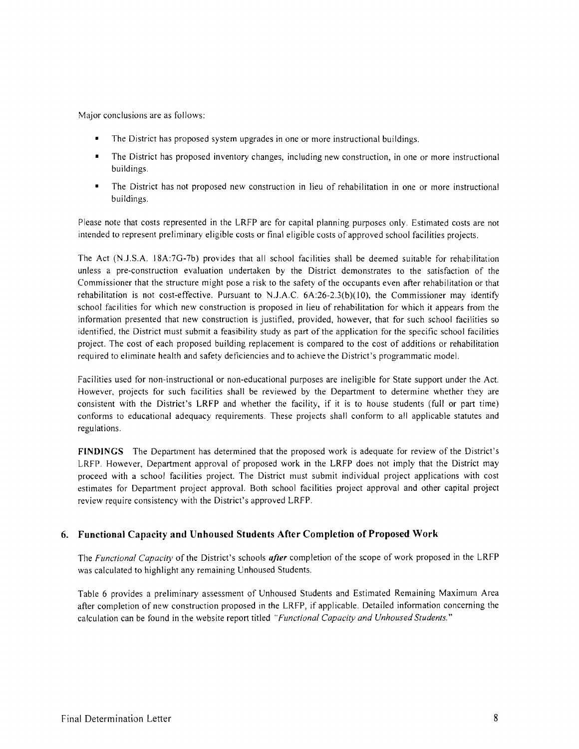Major conclusions are as follows:

- The District has proposed system upgrades in one or more instructional buildings.
- The District has proposed inventory changes, including new construction, in one or more instructional buildings.
- The District has not proposed new construction in lieu of rehabilitation in one or more instructional buildings.

Please note that costs represented in the LRFP are for capital planning purposes only. Estimated costs are not intended to represent preliminary eligible costs or final eligible costs of approved school facilities projects.

The Act (N.J.S.A. 18A:7G-7b) provides that all school facilities shall be deemed suitable for rehabilitation unless a pre-construction evaluation undertaken by the District demonstrates to the satisfaction of the Commissioner that the structure might pose a risk to the safety of the occupants even after rehabilitation or that rehabilitation is not cost-effective. Pursuant to N.J.A.C. 6A:26-2.3(b)(10), the Commissioner may identify school facilities for which new construction is proposed in lieu of rehabilitation for which it appears from the information presented that new construction is justified, provided, however, that for such school facilities so identified, the District must submit a feasibility study as part of the application for the specific school facilities project. The cost of each proposed building replacement is compared to the cost of additions or rehabilitation required to eliminate health and safety deficiencies and to achieve the District's programmatic model.

Facilities used for non-instructional or non-educational purposes are ineligible for State support under the Act. However, projects for such facilities shall be reviewed by the Department to determine whether they are consistent with the District's LRFP and whether the facility, if it is to house students (full or part time) conforms to educational adequacy requirements. These projects shall conform to all applicable statutes and regulations.

**FINDINGS** The Department has determined that the proposed work is adequate for review of the District's LRFP. However, Department approval of proposed work in the LRFP does not imply that the District may proceed with a school facilities project. The District must submit individual project applications with cost estimates for Department project approval. Both school facilities project approval and other capital project review require consistency with the District's approved LRFP.

## 6. Functional Capacity and Unhoused Students After Completion of Proposed Work

The *Functional Capacity* of the District's schools ***after*** completion of the scope of work proposed in the LRFP was calculated to highlight any remaining Unhoused Students.

Table 6 provides a preliminary assessment of Unhoused Students and Estimated Remaining Maximum Area after completion of new construction proposed in the LRFP, if applicable. Detailed information concerning the calculation can be found in the website report titled *"Functional Capacity and Unhoused Students."*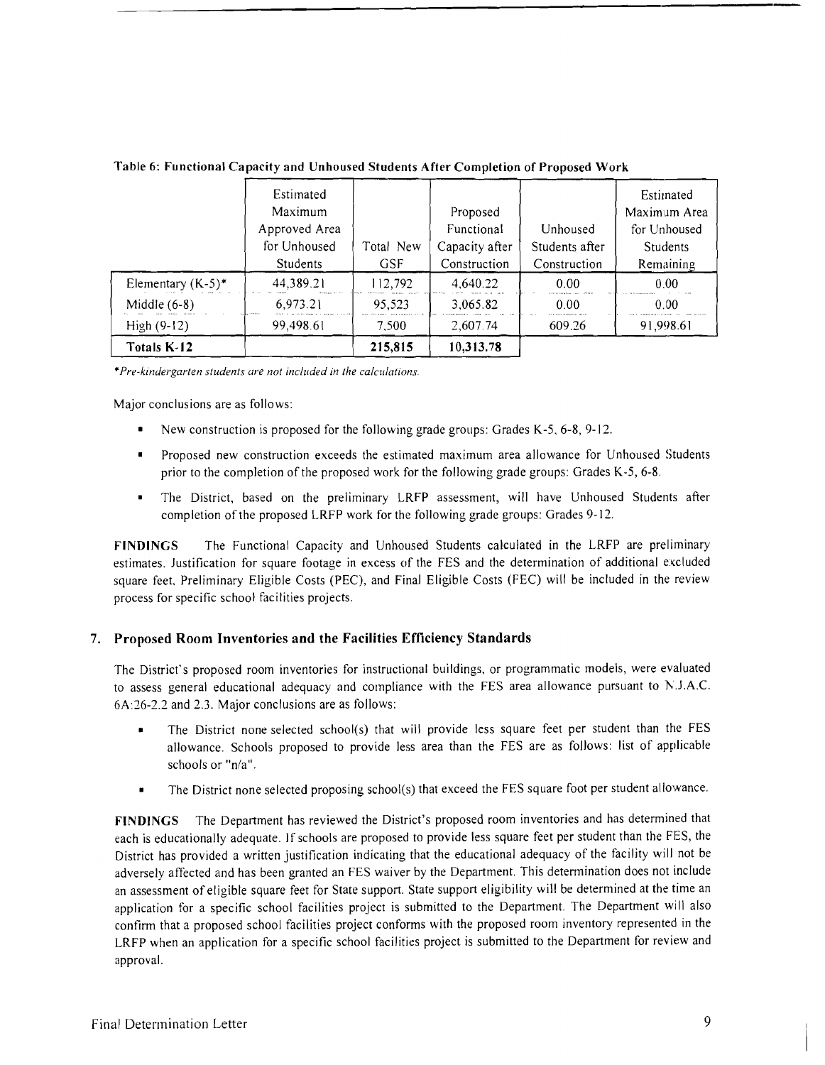**Table 6: Functional Capacity and Unhoused Students After Completion of Proposed Work**

| | Estimated Maximum Approved Area for Unhoused Students | Total New GSF | Proposed Functional Capacity after Construction | Unhoused Students after Construction | Estimated Maximum Area for Unhoused Students Remaining |
|---|---|---|---|---|---|
| Elementary (K-5)* | 44,389.21 | 112,792 | 4,640.22 | 0.00 | 0.00 |
| Middle (6-8) | 6,973.21 | 95,523 | 3,065.82 | 0.00 | 0.00 |
| High (9-12) | 99,498.61 | 7,500 | 2,607.74 | 609.26 | 91,998.61 |
| **Totals K-12** | | **215,815** | **10,313.78** | | |

*\*Pre-kindergarten students are not included in the calculations.*

Major conclusions are as follows:

- New construction is proposed for the following grade groups: Grades K-5, 6-8, 9-12.
- Proposed new construction exceeds the estimated maximum area allowance for Unhoused Students prior to the completion of the proposed work for the following grade groups: Grades K-5, 6-8.
- The District, based on the preliminary LRFP assessment, will have Unhoused Students after completion of the proposed LRFP work for the following grade groups: Grades 9-12.

**FINDINGS** The Functional Capacity and Unhoused Students calculated in the LRFP are preliminary estimates. Justification for square footage in excess of the FES and the determination of additional excluded square feet, Preliminary Eligible Costs (PEC), and Final Eligible Costs (FEC) will be included in the review process for specific school facilities projects.

## 7. Proposed Room Inventories and the Facilities Efficiency Standards

The District's proposed room inventories for instructional buildings, or programmatic models, were evaluated to assess general educational adequacy and compliance with the FES area allowance pursuant to N.J.A.C. 6A:26-2.2 and 2.3. Major conclusions are as follows:

- The District none selected school(s) that will provide less square feet per student than the FES allowance. Schools proposed to provide less area than the FES are as follows: list of applicable schools or "n/a".
- The District none selected proposing school(s) that exceed the FES square foot per student allowance.

**FINDINGS** The Department has reviewed the District's proposed room inventories and has determined that each is educationally adequate. If schools are proposed to provide less square feet per student than the FES, the District has provided a written justification indicating that the educational adequacy of the facility will not be adversely affected and has been granted an FES waiver by the Department. This determination does not include an assessment of eligible square feet for State support. State support eligibility will be determined at the time an application for a specific school facilities project is submitted to the Department. The Department will also confirm that a proposed school facilities project conforms with the proposed room inventory represented in the LRFP when an application for a specific school facilities project is submitted to the Department for review and approval.